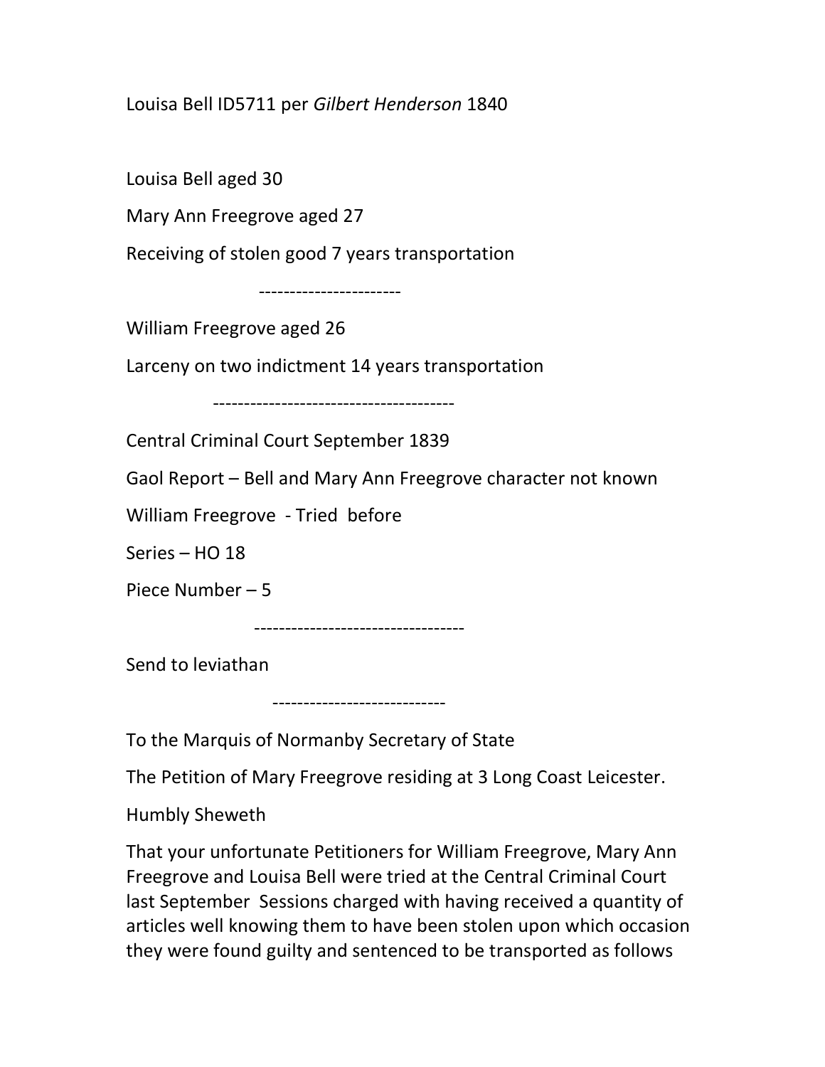Louisa Bell ID5711 per *Gilbert Henderson* 1840

Louisa Bell aged 30

Mary Ann Freegrove aged 27

Receiving of stolen good 7 years transportation

-----------------------

William Freegrove aged 26

Larceny on two indictment 14 years transportation

---------------------------------------

Central Criminal Court September 1839

Gaol Report – Bell and Mary Ann Freegrove character not known

William Freegrove - Tried before

Series – HO 18

Piece Number – 5

----------------------------------

Send to leviathan

----------------------------

To the Marquis of Normanby Secretary of State

The Petition of Mary Freegrove residing at 3 Long Coast Leicester.

Humbly Sheweth

That your unfortunate Petitioners for William Freegrove, Mary Ann Freegrove and Louisa Bell were tried at the Central Criminal Court last September Sessions charged with having received a quantity of articles well knowing them to have been stolen upon which occasion they were found guilty and sentenced to be transported as follows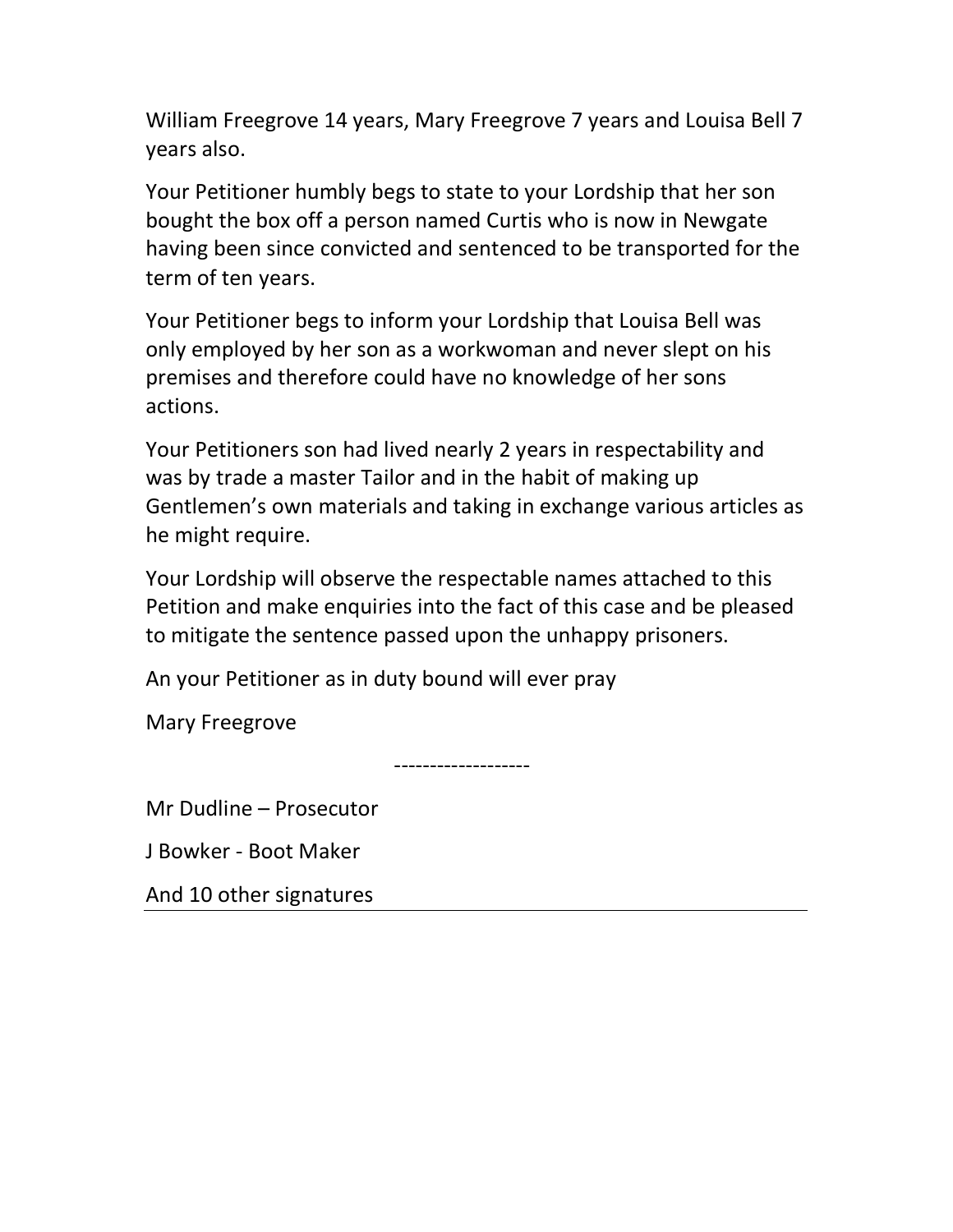William Freegrove 14 years, Mary Freegrove 7 years and Louisa Bell 7 years also.

Your Petitioner humbly begs to state to your Lordship that her son bought the box off a person named Curtis who is now in Newgate having been since convicted and sentenced to be transported for the term of ten years.

Your Petitioner begs to inform your Lordship that Louisa Bell was only employed by her son as a workwoman and never slept on his premises and therefore could have no knowledge of her sons actions.

Your Petitioners son had lived nearly 2 years in respectability and was by trade a master Tailor and in the habit of making up Gentlemen's own materials and taking in exchange various articles as he might require.

Your Lordship will observe the respectable names attached to this Petition and make enquiries into the fact of this case and be pleased to mitigate the sentence passed upon the unhappy prisoners.

An your Petitioner as in duty bound will ever pray

Mary Freegrove

-------------------

Mr Dudline – Prosecutor

J Bowker - Boot Maker

And 10 other signatures

---